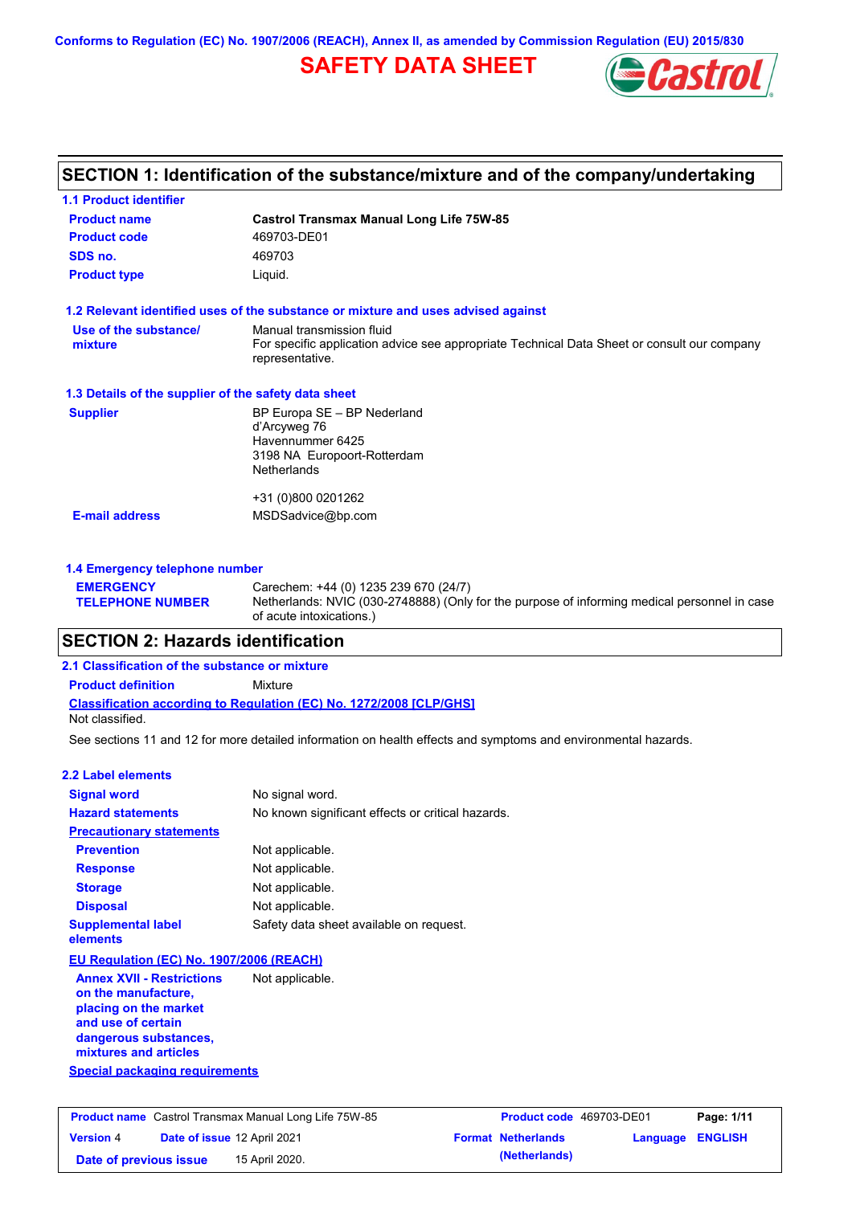Conforms to Regulation (EC) No. 1907/2006 (REACH), Annex II, as amended by Commission Regulation (EU) 2015/830

# SAFETY DATA SHEET

## SECTION 1: Identification of the substance/mixture and of the company/undertaking

### 1.1 Product identifier

| | |
|---|---|
| **Product name** | **Castrol Transmax Manual Long Life 75W-85** |
| **Product code** | 469703-DE01 |
| **SDS no.** | 469703 |
| **Product type** | Liquid. |

### 1.2 Relevant identified uses of the substance or mixture and uses advised against

| | |
|---|---|
| **Use of the substance/ mixture** | Manual transmission fluid<br>For specific application advice see appropriate Technical Data Sheet or consult our company representative. |

### 1.3 Details of the supplier of the safety data sheet

| | |
|---|---|
| **Supplier** | BP Europa SE – BP Nederland<br>d'Arcyweg 76<br>Havennummer 6425<br>3198 NA Europoort-Rotterdam<br>Netherlands<br><br>+31 (0)800 0201262 |
| **E-mail address** | MSDSadvice@bp.com |

### 1.4 Emergency telephone number

| | |
|---|---|
| **EMERGENCY TELEPHONE NUMBER** | Carechem: +44 (0) 1235 239 670 (24/7)<br>Netherlands: NVIC (030-2748888) (Only for the purpose of informing medical personnel in case of acute intoxications.) |

## SECTION 2: Hazards identification

### 2.1 Classification of the substance or mixture

**Product definition** Mixture

**Classification according to Regulation (EC) No. 1272/2008 [CLP/GHS]**

Not classified.

See sections 11 and 12 for more detailed information on health effects and symptoms and environmental hazards.

### 2.2 Label elements

| | |
|---|---|
| **Signal word** | No signal word. |
| **Hazard statements** | No known significant effects or critical hazards. |
| **Precautionary statements** | |
| **Prevention** | Not applicable. |
| **Response** | Not applicable. |
| **Storage** | Not applicable. |
| **Disposal** | Not applicable. |
| **Supplemental label elements** | Safety data sheet available on request. |

**EU Regulation (EC) No. 1907/2006 (REACH)**

| | |
|---|---|
| **Annex XVII - Restrictions on the manufacture, placing on the market and use of certain dangerous substances, mixtures and articles** | Not applicable. |

**Special packaging requirements**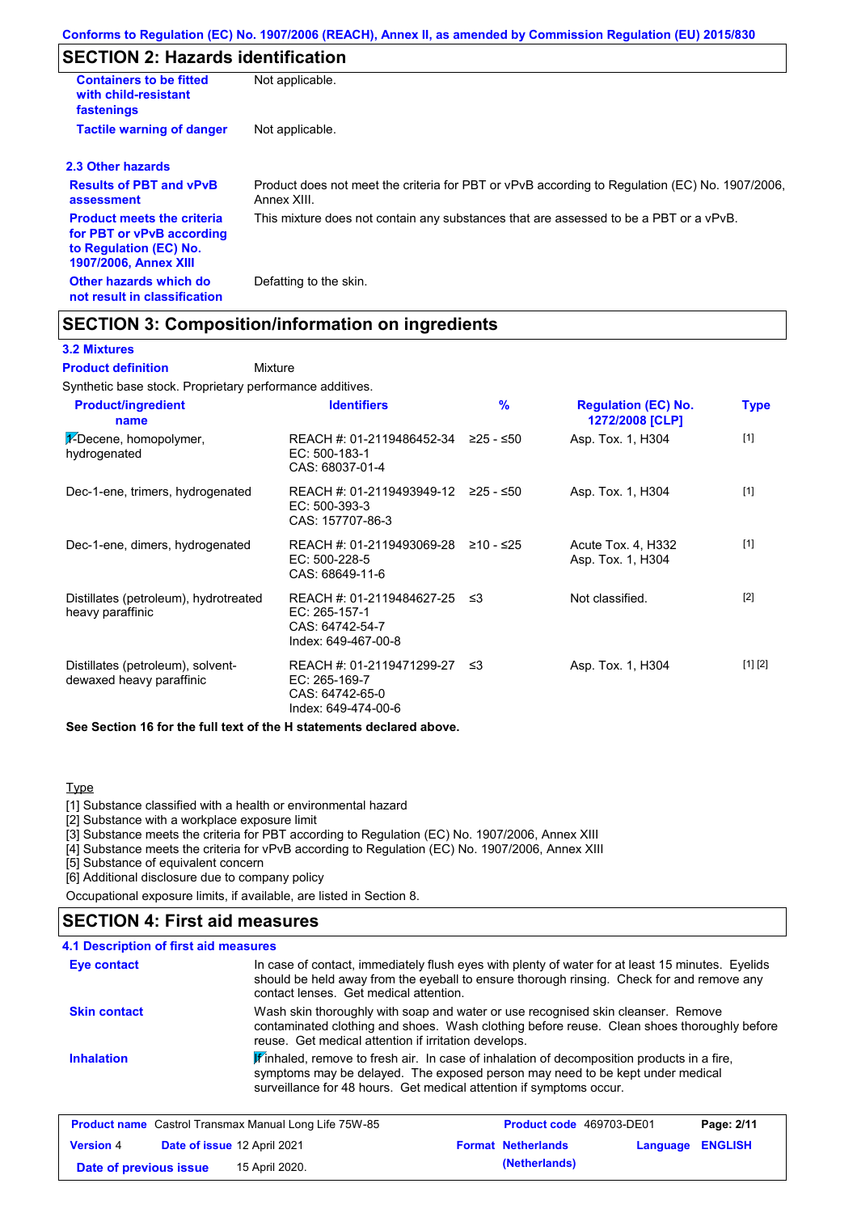Conforms to Regulation (EC) No. 1907/2006 (REACH), Annex II, as amended by Commission Regulation (EU) 2015/830

## SECTION 2: Hazards identification

| | |
|---|---|
| **Containers to be fitted with child-resistant fastenings** | Not applicable. |
| **Tactile warning of danger** | Not applicable. |

### 2.3 Other hazards

| | |
|---|---|
| **Results of PBT and vPvB assessment** | Product does not meet the criteria for PBT or vPvB according to Regulation (EC) No. 1907/2006, Annex XIII. |
| **Product meets the criteria for PBT or vPvB according to Regulation (EC) No. 1907/2006, Annex XIII** | This mixture does not contain any substances that are assessed to be a PBT or a vPvB. |
| **Other hazards which do not result in classification** | Defatting to the skin. |

## SECTION 3: Composition/information on ingredients

### 3.2 Mixtures

**Product definition** Mixture

Synthetic base stock. Proprietary performance additives.

| Product/ingredient name | Identifiers | % | Regulation (EC) No. 1272/2008 [CLP] | Type |
|---|---|---|---|---|
| 1-Decene, homopolymer, hydrogenated | REACH #: 01-2119486452-34<br>EC: 500-183-1<br>CAS: 68037-01-4 | ≥25 - ≤50 | Asp. Tox. 1, H304 | [1] |
| Dec-1-ene, trimers, hydrogenated | REACH #: 01-2119493949-12<br>EC: 500-393-3<br>CAS: 157707-86-3 | ≥25 - ≤50 | Asp. Tox. 1, H304 | [1] |
| Dec-1-ene, dimers, hydrogenated | REACH #: 01-2119493069-28<br>EC: 500-228-5<br>CAS: 68649-11-6 | ≥10 - ≤25 | Acute Tox. 4, H332<br>Asp. Tox. 1, H304 | [1] |
| Distillates (petroleum), hydrotreated heavy paraffinic | REACH #: 01-2119484627-25<br>EC: 265-157-1<br>CAS: 64742-54-7<br>Index: 649-467-00-8 | ≤3 | Not classified. | [2] |
| Distillates (petroleum), solvent-dewaxed heavy paraffinic | REACH #: 01-2119471299-27<br>EC: 265-169-7<br>CAS: 64742-65-0<br>Index: 649-474-00-6 | ≤3 | Asp. Tox. 1, H304 | [1] [2] |

**See Section 16 for the full text of the H statements declared above.**

Type

[1] Substance classified with a health or environmental hazard
[2] Substance with a workplace exposure limit
[3] Substance meets the criteria for PBT according to Regulation (EC) No. 1907/2006, Annex XIII
[4] Substance meets the criteria for vPvB according to Regulation (EC) No. 1907/2006, Annex XIII
[5] Substance of equivalent concern
[6] Additional disclosure due to company policy

Occupational exposure limits, if available, are listed in Section 8.

## SECTION 4: First aid measures

### 4.1 Description of first aid measures

| | |
|---|---|
| **Eye contact** | In case of contact, immediately flush eyes with plenty of water for at least 15 minutes. Eyelids should be held away from the eyeball to ensure thorough rinsing. Check for and remove any contact lenses. Get medical attention. |
| **Skin contact** | Wash skin thoroughly with soap and water or use recognised skin cleanser. Remove contaminated clothing and shoes. Wash clothing before reuse. Clean shoes thoroughly before reuse. Get medical attention if irritation develops. |
| **Inhalation** | If inhaled, remove to fresh air. In case of inhalation of decomposition products in a fire, symptoms may be delayed. The exposed person may need to be kept under medical surveillance for 48 hours. Get medical attention if symptoms occur. |

| | | | |
|---|---|---|---|
| **Product name** Castrol Transmax Manual Long Life 75W-85 | | **Product code** 469703-DE01 | |
| **Version** 4 | **Date of issue** 12 April 2021 | **Format** Netherlands (Netherlands) | **Language** ENGLISH |
| **Date of previous issue** 15 April 2020. | | | |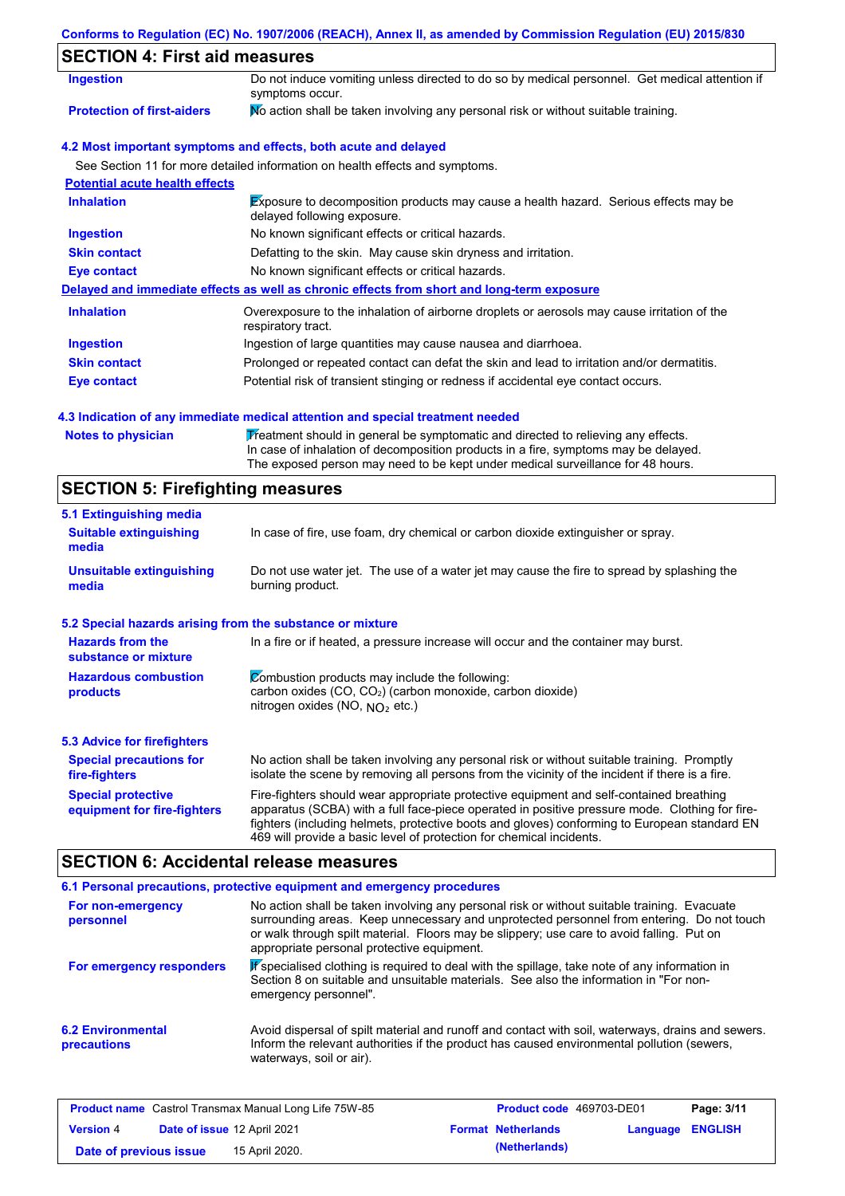## SECTION 4: First aid measures

| | |
|---|---|
| **Ingestion** | Do not induce vomiting unless directed to do so by medical personnel. Get medical attention if symptoms occur. |
| **Protection of first-aiders** | No action shall be taken involving any personal risk or without suitable training. |

### 4.2 Most important symptoms and effects, both acute and delayed

See Section 11 for more detailed information on health effects and symptoms.

**Potential acute health effects**

| | |
|---|---|
| **Inhalation** | Exposure to decomposition products may cause a health hazard. Serious effects may be delayed following exposure. |
| **Ingestion** | No known significant effects or critical hazards. |
| **Skin contact** | Defatting to the skin. May cause skin dryness and irritation. |
| **Eye contact** | No known significant effects or critical hazards. |

**Delayed and immediate effects as well as chronic effects from short and long-term exposure**

| | |
|---|---|
| **Inhalation** | Overexposure to the inhalation of airborne droplets or aerosols may cause irritation of the respiratory tract. |
| **Ingestion** | Ingestion of large quantities may cause nausea and diarrhoea. |
| **Skin contact** | Prolonged or repeated contact can defat the skin and lead to irritation and/or dermatitis. |
| **Eye contact** | Potential risk of transient stinging or redness if accidental eye contact occurs. |

### 4.3 Indication of any immediate medical attention and special treatment needed

| | |
|---|---|
| **Notes to physician** | Treatment should in general be symptomatic and directed to relieving any effects. In case of inhalation of decomposition products in a fire, symptoms may be delayed. The exposed person may need to be kept under medical surveillance for 48 hours. |

## SECTION 5: Firefighting measures

### 5.1 Extinguishing media

| | |
|---|---|
| **Suitable extinguishing media** | In case of fire, use foam, dry chemical or carbon dioxide extinguisher or spray. |
| **Unsuitable extinguishing media** | Do not use water jet. The use of a water jet may cause the fire to spread by splashing the burning product. |

### 5.2 Special hazards arising from the substance or mixture

| | |
|---|---|
| **Hazards from the substance or mixture** | In a fire or if heated, a pressure increase will occur and the container may burst. |
| **Hazardous combustion products** | Combustion products may include the following:<br>carbon oxides (CO, $CO_2$) (carbon monoxide, carbon dioxide)<br>nitrogen oxides (NO, $NO_2$ etc.) |

### 5.3 Advice for firefighters

| | |
|---|---|
| **Special precautions for fire-fighters** | No action shall be taken involving any personal risk or without suitable training. Promptly isolate the scene by removing all persons from the vicinity of the incident if there is a fire. |
| **Special protective equipment for fire-fighters** | Fire-fighters should wear appropriate protective equipment and self-contained breathing apparatus (SCBA) with a full face-piece operated in positive pressure mode. Clothing for fire-fighters (including helmets, protective boots and gloves) conforming to European standard EN 469 will provide a basic level of protection for chemical incidents. |

## SECTION 6: Accidental release measures

### 6.1 Personal precautions, protective equipment and emergency procedures

| | |
|---|---|
| **For non-emergency personnel** | No action shall be taken involving any personal risk or without suitable training. Evacuate surrounding areas. Keep unnecessary and unprotected personnel from entering. Do not touch or walk through spilt material. Floors may be slippery; use care to avoid falling. Put on appropriate personal protective equipment. |
| **For emergency responders** | If specialised clothing is required to deal with the spillage, take note of any information in Section 8 on suitable and unsuitable materials. See also the information in "For non-emergency personnel". |

| | |
|---|---|
| **6.2 Environmental precautions** | Avoid dispersal of spilt material and runoff and contact with soil, waterways, drains and sewers. Inform the relevant authorities if the product has caused environmental pollution (sewers, waterways, soil or air). |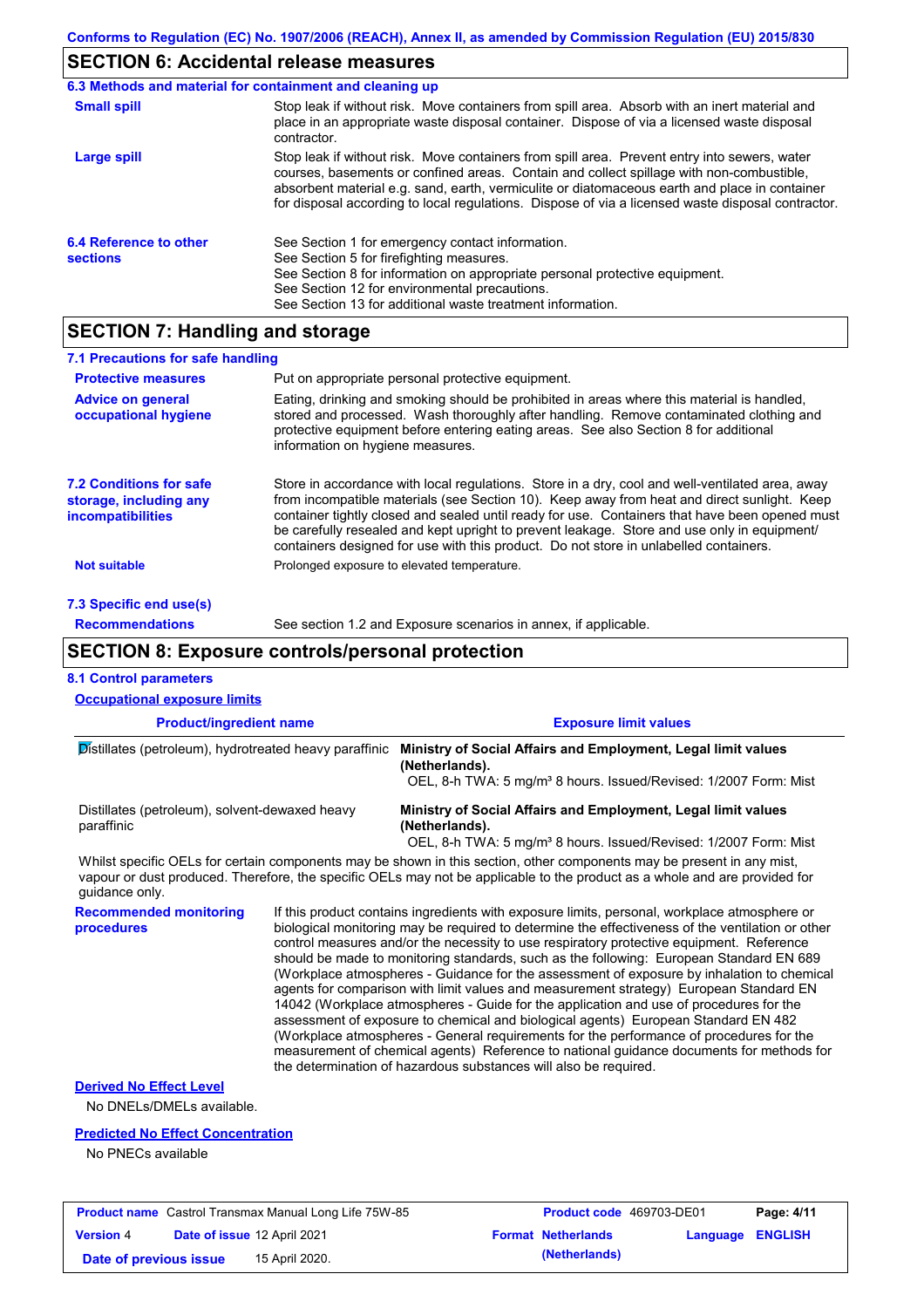## SECTION 6: Accidental release measures

### 6.3 Methods and material for containment and cleaning up

**Small spill** Stop leak if without risk. Move containers from spill area. Absorb with an inert material and place in an appropriate waste disposal container. Dispose of via a licensed waste disposal contractor.

**Large spill** Stop leak if without risk. Move containers from spill area. Prevent entry into sewers, water courses, basements or confined areas. Contain and collect spillage with non-combustible, absorbent material e.g. sand, earth, vermiculite or diatomaceous earth and place in container for disposal according to local regulations. Dispose of via a licensed waste disposal contractor.

**6.4 Reference to other sections**

See Section 1 for emergency contact information.
See Section 5 for firefighting measures.
See Section 8 for information on appropriate personal protective equipment.
See Section 12 for environmental precautions.
See Section 13 for additional waste treatment information.

## SECTION 7: Handling and storage

### 7.1 Precautions for safe handling

**Protective measures** Put on appropriate personal protective equipment.

**Advice on general occupational hygiene** Eating, drinking and smoking should be prohibited in areas where this material is handled, stored and processed. Wash thoroughly after handling. Remove contaminated clothing and protective equipment before entering eating areas. See also Section 8 for additional information on hygiene measures.

**7.2 Conditions for safe storage, including any incompatibilities** Store in accordance with local regulations. Store in a dry, cool and well-ventilated area, away from incompatible materials (see Section 10). Keep away from heat and direct sunlight. Keep container tightly closed and sealed until ready for use. Containers that have been opened must be carefully resealed and kept upright to prevent leakage. Store and use only in equipment/ containers designed for use with this product. Do not store in unlabelled containers.

**Not suitable** Prolonged exposure to elevated temperature.

### 7.3 Specific end use(s)

**Recommendations** See section 1.2 and Exposure scenarios in annex, if applicable.

## SECTION 8: Exposure controls/personal protection

### 8.1 Control parameters

**Occupational exposure limits**

| Product/ingredient name | Exposure limit values |
|---|---|
| Distillates (petroleum), hydrotreated heavy paraffinic | **Ministry of Social Affairs and Employment, Legal limit values (Netherlands).** OEL, 8-h TWA: 5 mg/m³ 8 hours. Issued/Revised: 1/2007 Form: Mist |
| Distillates (petroleum), solvent-dewaxed heavy paraffinic | **Ministry of Social Affairs and Employment, Legal limit values (Netherlands).** OEL, 8-h TWA: 5 mg/m³ 8 hours. Issued/Revised: 1/2007 Form: Mist |

Whilst specific OELs for certain components may be shown in this section, other components may be present in any mist, vapour or dust produced. Therefore, the specific OELs may not be applicable to the product as a whole and are provided for guidance only.

**Recommended monitoring procedures** If this product contains ingredients with exposure limits, personal, workplace atmosphere or biological monitoring may be required to determine the effectiveness of the ventilation or other control measures and/or the necessity to use respiratory protective equipment. Reference should be made to monitoring standards, such as the following: European Standard EN 689 (Workplace atmospheres - Guidance for the assessment of exposure by inhalation to chemical agents for comparison with limit values and measurement strategy) European Standard EN 14042 (Workplace atmospheres - Guide for the application and use of procedures for the assessment of exposure to chemical and biological agents) European Standard EN 482 (Workplace atmospheres - General requirements for the performance of procedures for the measurement of chemical agents) Reference to national guidance documents for methods for the determination of hazardous substances will also be required.

**Derived No Effect Level**

No DNELs/DMELs available.

**Predicted No Effect Concentration**

No PNECs available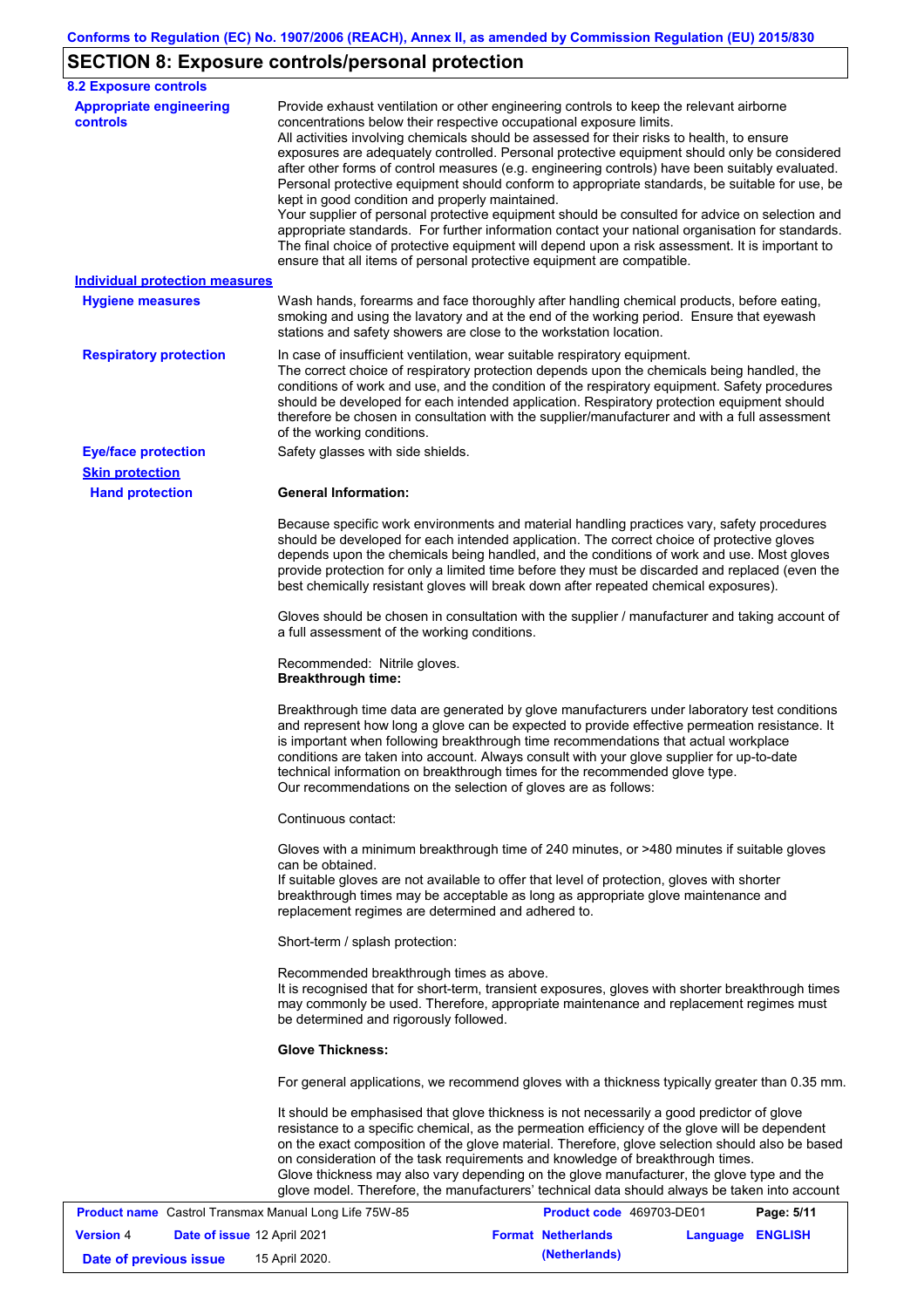## SECTION 8: Exposure controls/personal protection

### 8.2 Exposure controls

**Appropriate engineering controls**

Provide exhaust ventilation or other engineering controls to keep the relevant airborne concentrations below their respective occupational exposure limits.
All activities involving chemicals should be assessed for their risks to health, to ensure exposures are adequately controlled. Personal protective equipment should only be considered after other forms of control measures (e.g. engineering controls) have been suitably evaluated. Personal protective equipment should conform to appropriate standards, be suitable for use, be kept in good condition and properly maintained.
Your supplier of personal protective equipment should be consulted for advice on selection and appropriate standards. For further information contact your national organisation for standards. The final choice of protective equipment will depend upon a risk assessment. It is important to ensure that all items of personal protective equipment are compatible.

**Individual protection measures**

**Hygiene measures**

Wash hands, forearms and face thoroughly after handling chemical products, before eating, smoking and using the lavatory and at the end of the working period. Ensure that eyewash stations and safety showers are close to the workstation location.

**Respiratory protection**

In case of insufficient ventilation, wear suitable respiratory equipment.
The correct choice of respiratory protection depends upon the chemicals being handled, the conditions of work and use, and the condition of the respiratory equipment. Safety procedures should be developed for each intended application. Respiratory protection equipment should therefore be chosen in consultation with the supplier/manufacturer and with a full assessment of the working conditions.

**Eye/face protection**

Safety glasses with side shields.

**Skin protection**

**Hand protection**

**General Information:**

Because specific work environments and material handling practices vary, safety procedures should be developed for each intended application. The correct choice of protective gloves depends upon the chemicals being handled, and the conditions of work and use. Most gloves provide protection for only a limited time before they must be discarded and replaced (even the best chemically resistant gloves will break down after repeated chemical exposures).

Gloves should be chosen in consultation with the supplier / manufacturer and taking account of a full assessment of the working conditions.

Recommended: Nitrile gloves.
**Breakthrough time:**

Breakthrough time data are generated by glove manufacturers under laboratory test conditions and represent how long a glove can be expected to provide effective permeation resistance. It is important when following breakthrough time recommendations that actual workplace conditions are taken into account. Always consult with your glove supplier for up-to-date technical information on breakthrough times for the recommended glove type.
Our recommendations on the selection of gloves are as follows:

Continuous contact:

Gloves with a minimum breakthrough time of 240 minutes, or >480 minutes if suitable gloves can be obtained.
If suitable gloves are not available to offer that level of protection, gloves with shorter breakthrough times may be acceptable as long as appropriate glove maintenance and replacement regimes are determined and adhered to.

Short-term / splash protection:

Recommended breakthrough times as above.
It is recognised that for short-term, transient exposures, gloves with shorter breakthrough times may commonly be used. Therefore, appropriate maintenance and replacement regimes must be determined and rigorously followed.

**Glove Thickness:**

For general applications, we recommend gloves with a thickness typically greater than 0.35 mm.

It should be emphasised that glove thickness is not necessarily a good predictor of glove resistance to a specific chemical, as the permeation efficiency of the glove will be dependent on the exact composition of the glove material. Therefore, glove selection should also be based on consideration of the task requirements and knowledge of breakthrough times.
Glove thickness may also vary depending on the glove manufacturer, the glove type and the glove model. Therefore, the manufacturers' technical data should always be taken into account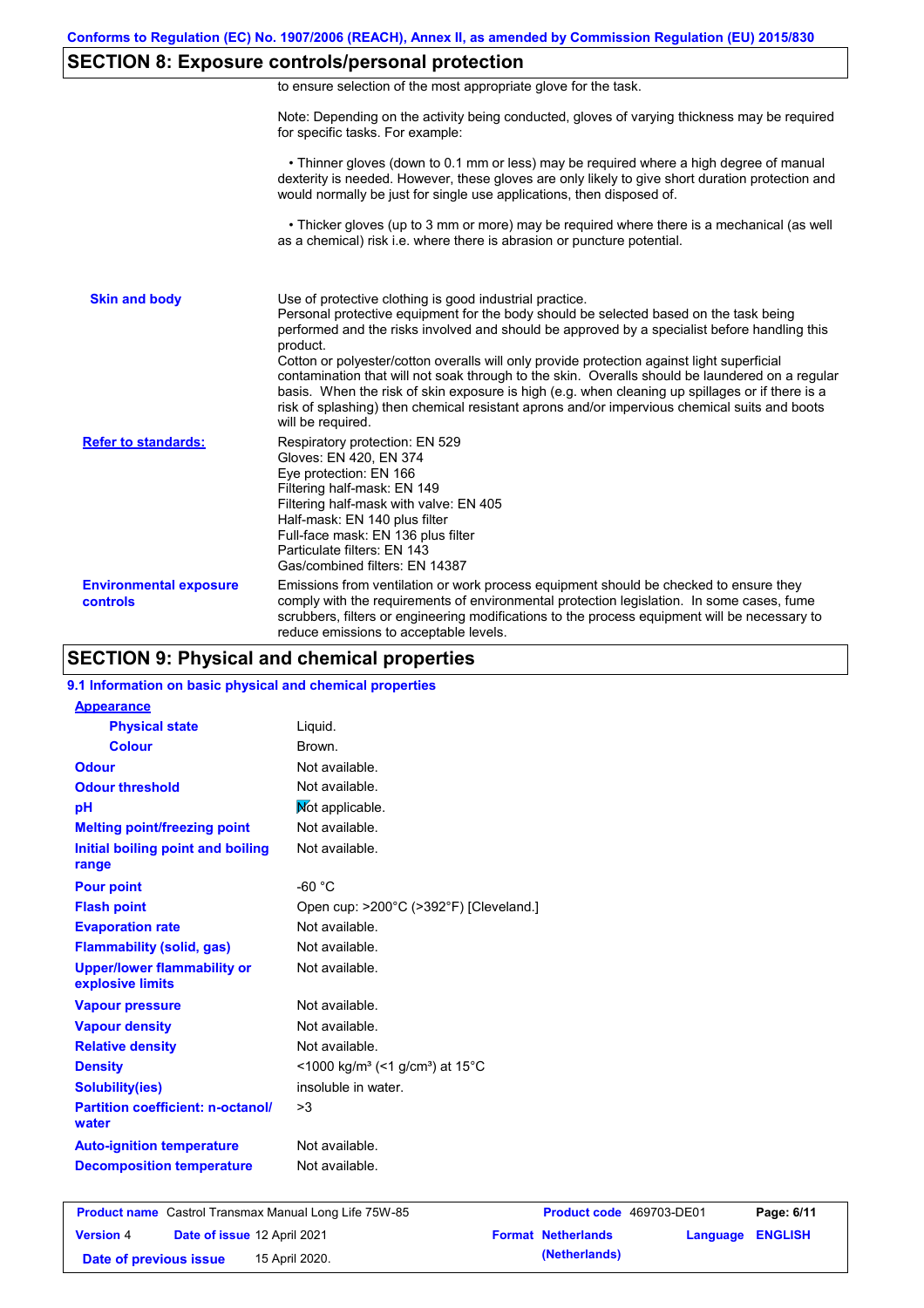## SECTION 8: Exposure controls/personal protection

to ensure selection of the most appropriate glove for the task.

Note: Depending on the activity being conducted, gloves of varying thickness may be required for specific tasks. For example:

• Thinner gloves (down to 0.1 mm or less) may be required where a high degree of manual dexterity is needed. However, these gloves are only likely to give short duration protection and would normally be just for single use applications, then disposed of.

• Thicker gloves (up to 3 mm or more) may be required where there is a mechanical (as well as a chemical) risk i.e. where there is abrasion or puncture potential.

**Skin and body**

Use of protective clothing is good industrial practice.
Personal protective equipment for the body should be selected based on the task being performed and the risks involved and should be approved by a specialist before handling this product.
Cotton or polyester/cotton overalls will only provide protection against light superficial contamination that will not soak through to the skin. Overalls should be laundered on a regular basis. When the risk of skin exposure is high (e.g. when cleaning up spillages or if there is a risk of splashing) then chemical resistant aprons and/or impervious chemical suits and boots will be required.

**Refer to standards:**

Respiratory protection: EN 529
Gloves: EN 420, EN 374
Eye protection: EN 166
Filtering half-mask: EN 149
Filtering half-mask with valve: EN 405
Half-mask: EN 140 plus filter
Full-face mask: EN 136 plus filter
Particulate filters: EN 143
Gas/combined filters: EN 14387

**Environmental exposure controls**

Emissions from ventilation or work process equipment should be checked to ensure they comply with the requirements of environmental protection legislation. In some cases, fume scrubbers, filters or engineering modifications to the process equipment will be necessary to reduce emissions to acceptable levels.

## SECTION 9: Physical and chemical properties

### 9.1 Information on basic physical and chemical properties

**Appearance**

| Property | Value |
|---|---|
| Physical state | Liquid. |
| Colour | Brown. |
| Odour | Not available. |
| Odour threshold | Not available. |
| pH | Not applicable. |
| Melting point/freezing point | Not available. |
| Initial boiling point and boiling range | Not available. |
| Pour point | -60 °C |
| Flash point | Open cup: >200°C (>392°F) [Cleveland.] |
| Evaporation rate | Not available. |
| Flammability (solid, gas) | Not available. |
| Upper/lower flammability or explosive limits | Not available. |
| Vapour pressure | Not available. |
| Vapour density | Not available. |
| Relative density | Not available. |
| Density | <1000 kg/m³ (<1 g/cm³) at 15°C |
| Solubility(ies) | insoluble in water. |
| Partition coefficient: n-octanol/water | >3 |
| Auto-ignition temperature | Not available. |
| Decomposition temperature | Not available. |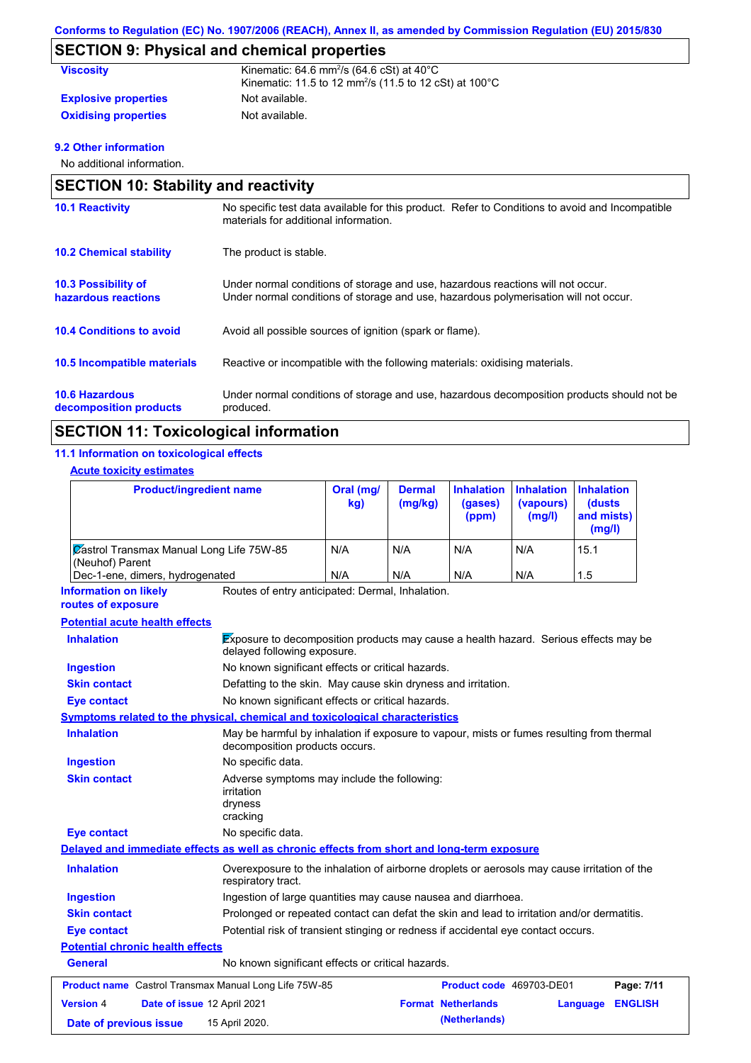## SECTION 9: Physical and chemical properties

**Viscosity** Kinematic: 64.6 mm$^2$/s (64.6 cSt) at 40°C
Kinematic: 11.5 to 12 mm$^2$/s (11.5 to 12 cSt) at 100°C

**Explosive properties** Not available.

**Oxidising properties** Not available.

### 9.2 Other information

No additional information.

## SECTION 10: Stability and reactivity

**10.1 Reactivity** No specific test data available for this product. Refer to Conditions to avoid and Incompatible materials for additional information.

**10.2 Chemical stability** The product is stable.

**10.3 Possibility of hazardous reactions** Under normal conditions of storage and use, hazardous reactions will not occur.
Under normal conditions of storage and use, hazardous polymerisation will not occur.

**10.4 Conditions to avoid** Avoid all possible sources of ignition (spark or flame).

**10.5 Incompatible materials** Reactive or incompatible with the following materials: oxidising materials.

**10.6 Hazardous decomposition products** Under normal conditions of storage and use, hazardous decomposition products should not be produced.

## SECTION 11: Toxicological information

### 11.1 Information on toxicological effects

**Acute toxicity estimates**

| Product/ingredient name | Oral (mg/kg) | Dermal (mg/kg) | Inhalation (gases) (ppm) | Inhalation (vapours) (mg/l) | Inhalation (dusts and mists) (mg/l) |
|---|---|---|---|---|---|
| Castrol Transmax Manual Long Life 75W-85 (Neuhof) Parent | N/A | N/A | N/A | N/A | 15.1 |
| Dec-1-ene, dimers, hydrogenated | N/A | N/A | N/A | N/A | 1.5 |

**Information on likely routes of exposure** Routes of entry anticipated: Dermal, Inhalation.

**Potential acute health effects**

**Inhalation** Exposure to decomposition products may cause a health hazard. Serious effects may be delayed following exposure.

**Ingestion** No known significant effects or critical hazards.

**Skin contact** Defatting to the skin. May cause skin dryness and irritation.

**Eye contact** No known significant effects or critical hazards.

**Symptoms related to the physical, chemical and toxicological characteristics**

**Inhalation** May be harmful by inhalation if exposure to vapour, mists or fumes resulting from thermal decomposition products occurs.

**Ingestion** No specific data.

**Skin contact** Adverse symptoms may include the following:
irritation
dryness
cracking

**Eye contact** No specific data.

**Delayed and immediate effects as well as chronic effects from short and long-term exposure**

**Inhalation** Overexposure to the inhalation of airborne droplets or aerosols may cause irritation of the respiratory tract.

**Ingestion** Ingestion of large quantities may cause nausea and diarrhoea.

**Skin contact** Prolonged or repeated contact can defat the skin and lead to irritation and/or dermatitis.

**Eye contact** Potential risk of transient stinging or redness if accidental eye contact occurs.

**Potential chronic health effects**

**General** No known significant effects or critical hazards.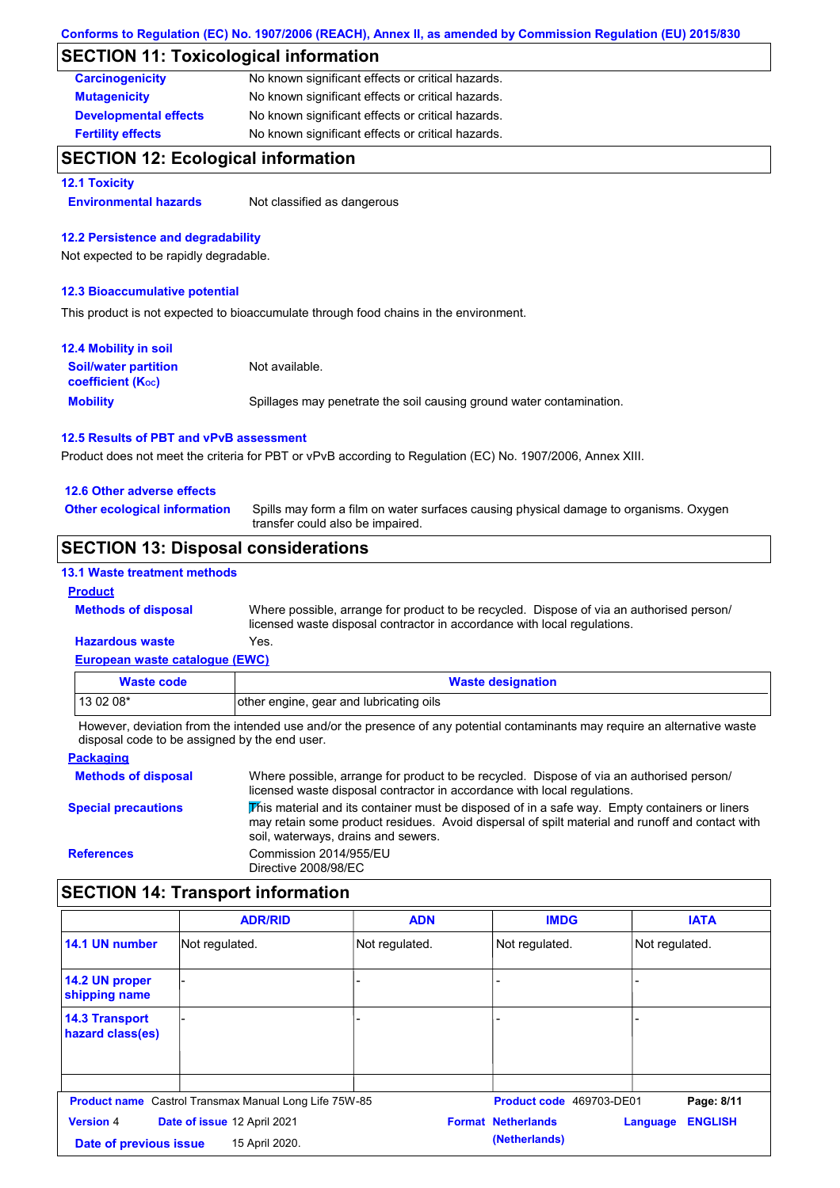## SECTION 11: Toxicological information

| | |
|---|---|
| **Carcinogenicity** | No known significant effects or critical hazards. |
| **Mutagenicity** | No known significant effects or critical hazards. |
| **Developmental effects** | No known significant effects or critical hazards. |
| **Fertility effects** | No known significant effects or critical hazards. |

## SECTION 12: Ecological information

### 12.1 Toxicity

**Environmental hazards** Not classified as dangerous

### 12.2 Persistence and degradability

Not expected to be rapidly degradable.

### 12.3 Bioaccumulative potential

This product is not expected to bioaccumulate through food chains in the environment.

### 12.4 Mobility in soil

**Soil/water partition coefficient ($K_{OC}$)** Not available.

**Mobility** Spillages may penetrate the soil causing ground water contamination.

### 12.5 Results of PBT and vPvB assessment

Product does not meet the criteria for PBT or vPvB according to Regulation (EC) No. 1907/2006, Annex XIII.

### 12.6 Other adverse effects

**Other ecological information** Spills may form a film on water surfaces causing physical damage to organisms. Oxygen transfer could also be impaired.

## SECTION 13: Disposal considerations

### 13.1 Waste treatment methods

**Product**

**Methods of disposal** Where possible, arrange for product to be recycled. Dispose of via an authorised person/ licensed waste disposal contractor in accordance with local regulations.

**Hazardous waste** Yes.

**European waste catalogue (EWC)**

| Waste code | Waste designation |
|---|---|
| 13 02 08* | other engine, gear and lubricating oils |

However, deviation from the intended use and/or the presence of any potential contaminants may require an alternative waste disposal code to be assigned by the end user.

**Packaging**

**Methods of disposal** Where possible, arrange for product to be recycled. Dispose of via an authorised person/ licensed waste disposal contractor in accordance with local regulations.

**Special precautions** This material and its container must be disposed of in a safe way. Empty containers or liners may retain some product residues. Avoid dispersal of spilt material and runoff and contact with soil, waterways, drains and sewers.

**References** Commission 2014/955/EU
Directive 2008/98/EC

## SECTION 14: Transport information

| | ADR/RID | ADN | IMDG | IATA |
|---|---|---|---|---|
| **14.1 UN number** | Not regulated. | Not regulated. | Not regulated. | Not regulated. |
| **14.2 UN proper shipping name** | - | - | - | - |
| **14.3 Transport hazard class(es)** | - | - | - | - |
| | | | | |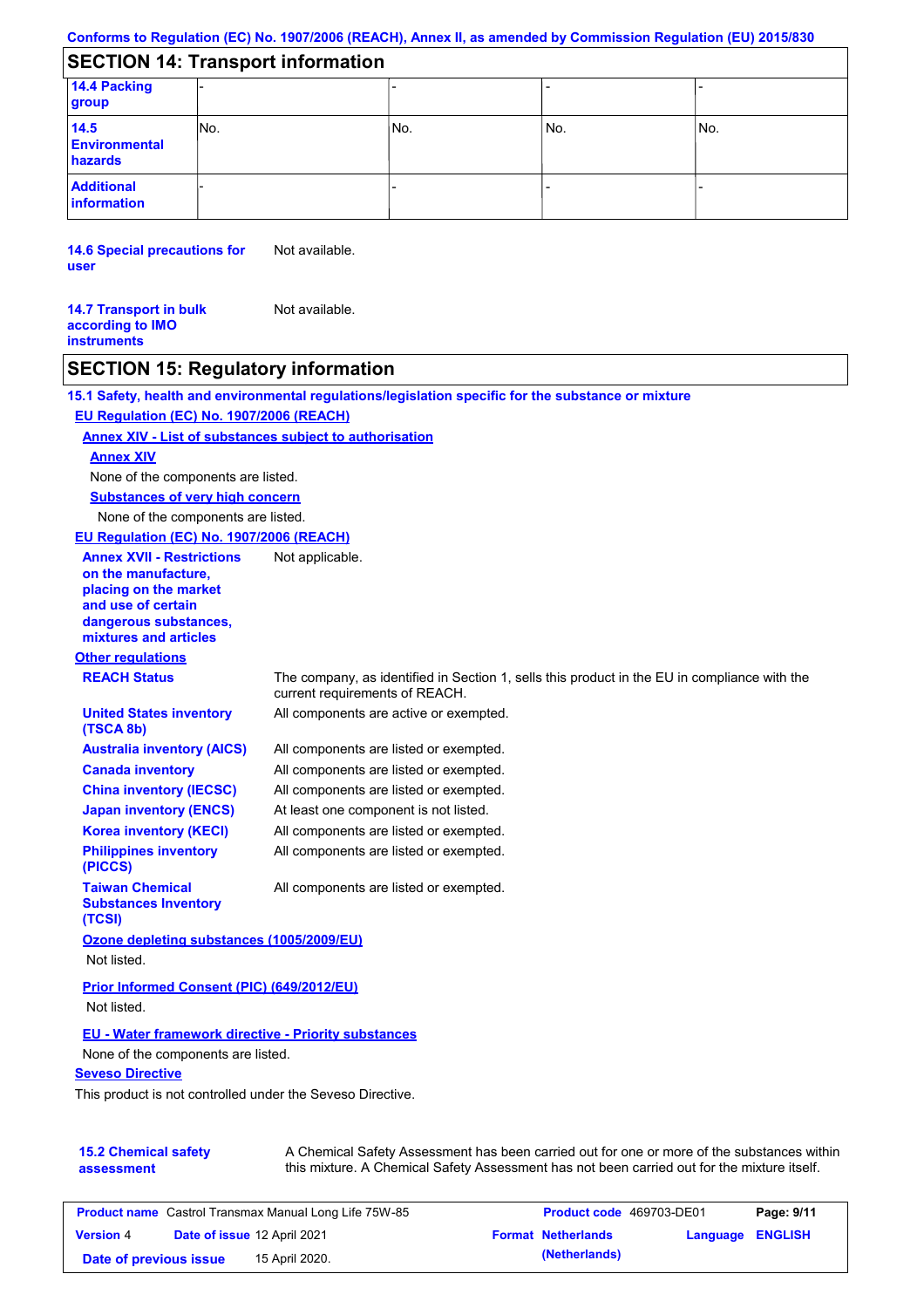Conforms to Regulation (EC) No. 1907/2006 (REACH), Annex II, as amended by Commission Regulation (EU) 2015/830

## SECTION 14: Transport information

| | | | | |
|---|---|---|---|---|
| **14.4 Packing group** | - | - | - | - |
| **14.5 Environmental hazards** | No. | No. | No. | No. |
| **Additional information** | - | - | - | - |

**14.6 Special precautions for user** Not available.

**14.7 Transport in bulk according to IMO instruments** Not available.

## SECTION 15: Regulatory information

**15.1 Safety, health and environmental regulations/legislation specific for the substance or mixture**

**EU Regulation (EC) No. 1907/2006 (REACH)**

**Annex XIV - List of substances subject to authorisation**

**Annex XIV**

None of the components are listed.

**Substances of very high concern**

None of the components are listed.

**EU Regulation (EC) No. 1907/2006 (REACH)**

**Annex XVII - Restrictions on the manufacture, placing on the market and use of certain dangerous substances, mixtures and articles** Not applicable.

**Other regulations**

| | |
|---|---|
| **REACH Status** | The company, as identified in Section 1, sells this product in the EU in compliance with the current requirements of REACH. |
| **United States inventory (TSCA 8b)** | All components are active or exempted. |
| **Australia inventory (AICS)** | All components are listed or exempted. |
| **Canada inventory** | All components are listed or exempted. |
| **China inventory (IECSC)** | All components are listed or exempted. |
| **Japan inventory (ENCS)** | At least one component is not listed. |
| **Korea inventory (KECI)** | All components are listed or exempted. |
| **Philippines inventory (PICCS)** | All components are listed or exempted. |
| **Taiwan Chemical Substances Inventory (TCSI)** | All components are listed or exempted. |

**Ozone depleting substances (1005/2009/EU)**

Not listed.

**Prior Informed Consent (PIC) (649/2012/EU)**

Not listed.

**EU - Water framework directive - Priority substances**

None of the components are listed.

**Seveso Directive**

This product is not controlled under the Seveso Directive.

**15.2 Chemical safety assessment** A Chemical Safety Assessment has been carried out for one or more of the substances within this mixture. A Chemical Safety Assessment has not been carried out for the mixture itself.

| | | | |
|---|---|---|---|
| **Product name** Castrol Transmax Manual Long Life 75W-85 | | **Product code** 469703-DE01 | |
| **Version** 4 | **Date of issue** 12 April 2021 | **Format Netherlands (Netherlands)** | **Language ENGLISH** |
| **Date of previous issue** | 15 April 2020. | | |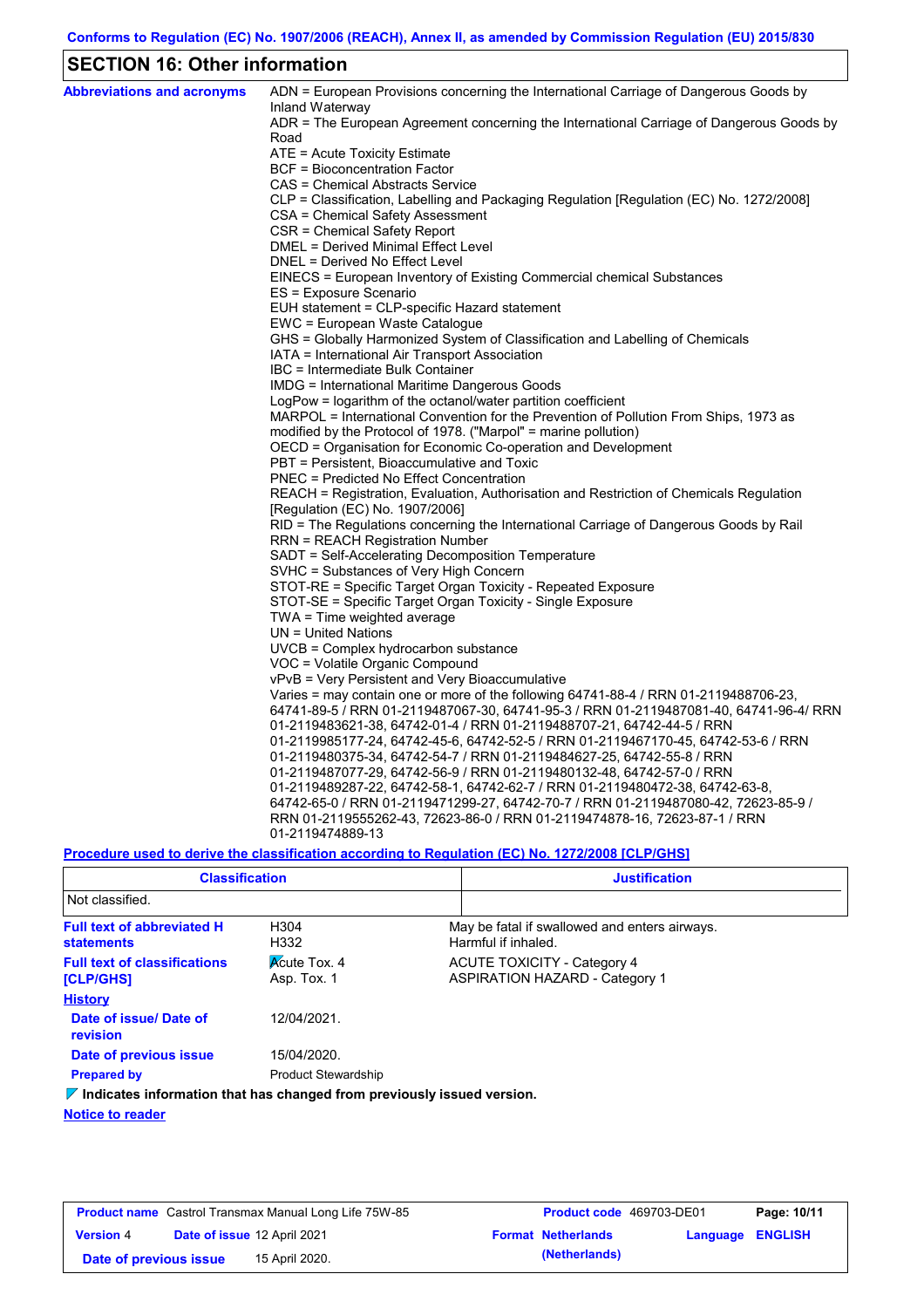Conforms to Regulation (EC) No. 1907/2006 (REACH), Annex II, as amended by Commission Regulation (EU) 2015/830

## SECTION 16: Other information

**Abbreviations and acronyms**

ADN = European Provisions concerning the International Carriage of Dangerous Goods by Inland Waterway
ADR = The European Agreement concerning the International Carriage of Dangerous Goods by Road
ATE = Acute Toxicity Estimate
BCF = Bioconcentration Factor
CAS = Chemical Abstracts Service
CLP = Classification, Labelling and Packaging Regulation [Regulation (EC) No. 1272/2008]
CSA = Chemical Safety Assessment
CSR = Chemical Safety Report
DMEL = Derived Minimal Effect Level
DNEL = Derived No Effect Level
EINECS = European Inventory of Existing Commercial chemical Substances
ES = Exposure Scenario
EUH statement = CLP-specific Hazard statement
EWC = European Waste Catalogue
GHS = Globally Harmonized System of Classification and Labelling of Chemicals
IATA = International Air Transport Association
IBC = Intermediate Bulk Container
IMDG = International Maritime Dangerous Goods
LogPow = logarithm of the octanol/water partition coefficient
MARPOL = International Convention for the Prevention of Pollution From Ships, 1973 as modified by the Protocol of 1978. ("Marpol" = marine pollution)
OECD = Organisation for Economic Co-operation and Development
PBT = Persistent, Bioaccumulative and Toxic
PNEC = Predicted No Effect Concentration
REACH = Registration, Evaluation, Authorisation and Restriction of Chemicals Regulation [Regulation (EC) No. 1907/2006]
RID = The Regulations concerning the International Carriage of Dangerous Goods by Rail
RRN = REACH Registration Number
SADT = Self-Accelerating Decomposition Temperature
SVHC = Substances of Very High Concern
STOT-RE = Specific Target Organ Toxicity - Repeated Exposure
STOT-SE = Specific Target Organ Toxicity - Single Exposure
TWA = Time weighted average
UN = United Nations
UVCB = Complex hydrocarbon substance
VOC = Volatile Organic Compound
vPvB = Very Persistent and Very Bioaccumulative
Varies = may contain one or more of the following 64741-88-4 / RRN 01-2119488706-23, 64741-89-5 / RRN 01-2119487067-30, 64741-95-3 / RRN 01-2119487081-40, 64741-96-4/ RRN 01-2119483621-38, 64742-01-4 / RRN 01-2119488707-21, 64742-44-5 / RRN 01-2119985177-24, 64742-45-6, 64742-52-5 / RRN 01-2119467170-45, 64742-53-6 / RRN 01-2119480375-34, 64742-54-7 / RRN 01-2119484627-25, 64742-55-8 / RRN 01-2119487077-29, 64742-56-9 / RRN 01-2119480132-48, 64742-57-0 / RRN 01-2119489287-22, 64742-58-1, 64742-62-7 / RRN 01-2119480472-38, 64742-63-8, 64742-65-0 / RRN 01-2119471299-27, 64742-70-7 / RRN 01-2119487080-42, 72623-85-9 / RRN 01-2119555262-43, 72623-86-0 / RRN 01-2119474878-16, 72623-87-1 / RRN 01-2119474889-13

**Procedure used to derive the classification according to Regulation (EC) No. 1272/2008 [CLP/GHS]**

| Classification | Justification |
|---|---|
| Not classified. | |

**Full text of abbreviated H statements**

| | |
|---|---|
| H304 | May be fatal if swallowed and enters airways. |
| H332 | Harmful if inhaled. |

**Full text of classifications [CLP/GHS]**

| | |
|---|---|
| Acute Tox. 4 | ACUTE TOXICITY - Category 4 |
| Asp. Tox. 1 | ASPIRATION HAZARD - Category 1 |

**History**

**Date of issue/ Date of revision**: 12/04/2021.

**Date of previous issue**: 15/04/2020.

**Prepared by**: Product Stewardship

**Indicates information that has changed from previously issued version.**

**Notice to reader**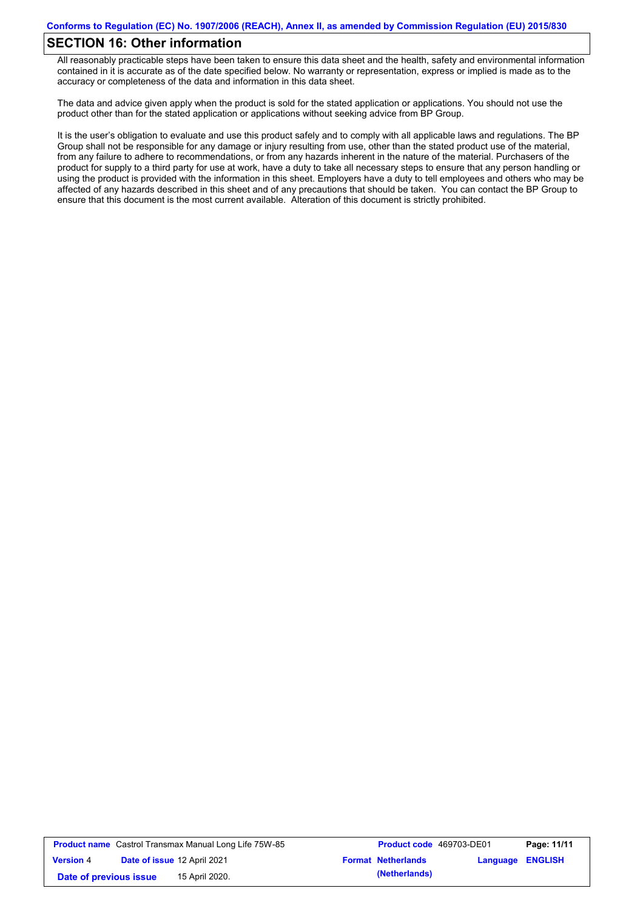## SECTION 16: Other information

All reasonably practicable steps have been taken to ensure this data sheet and the health, safety and environmental information contained in it is accurate as of the date specified below. No warranty or representation, express or implied is made as to the accuracy or completeness of the data and information in this data sheet.

The data and advice given apply when the product is sold for the stated application or applications. You should not use the product other than for the stated application or applications without seeking advice from BP Group.

It is the user's obligation to evaluate and use this product safely and to comply with all applicable laws and regulations. The BP Group shall not be responsible for any damage or injury resulting from use, other than the stated product use of the material, from any failure to adhere to recommendations, or from any hazards inherent in the nature of the material. Purchasers of the product for supply to a third party for use at work, have a duty to take all necessary steps to ensure that any person handling or using the product is provided with the information in this sheet. Employers have a duty to tell employees and others who may be affected of any hazards described in this sheet and of any precautions that should be taken. You can contact the BP Group to ensure that this document is the most current available. Alteration of this document is strictly prohibited.